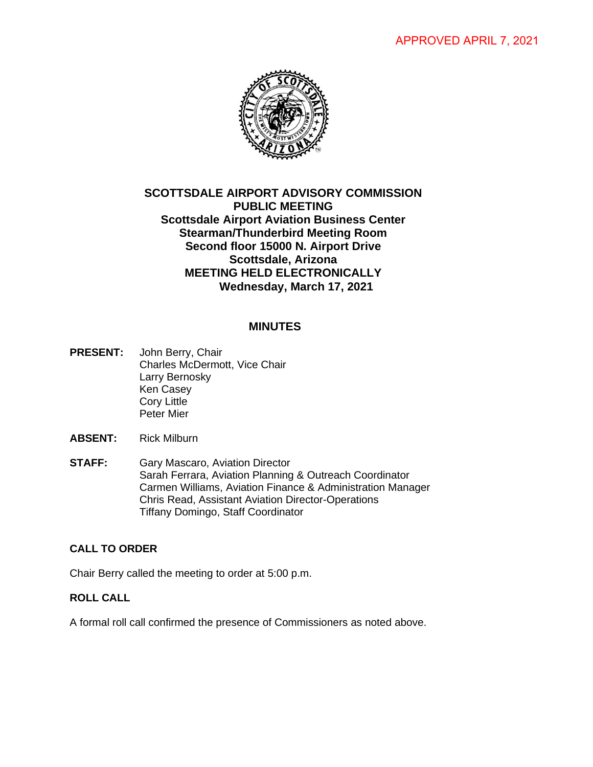APPROVED APRIL 7, 2021

# SCOTTSDALE AIRPORT ADVISORY COMMISSION
## PUBLIC MEETING
**Scottsdale Airport Aviation Business Center**
**Stearman/Thunderbird Meeting Room**
**Second floor 15000 N. Airport Drive**
**Scottsdale, Arizona**
**MEETING HELD ELECTRONICALLY**
**Wednesday, March 17, 2021**

## MINUTES

**PRESENT:** John Berry, Chair
Charles McDermott, Vice Chair
Larry Bernosky
Ken Casey
Cory Little
Peter Mier

**ABSENT:** Rick Milburn

**STAFF:** Gary Mascaro, Aviation Director
Sarah Ferrara, Aviation Planning & Outreach Coordinator
Carmen Williams, Aviation Finance & Administration Manager
Chris Read, Assistant Aviation Director-Operations
Tiffany Domingo, Staff Coordinator

### CALL TO ORDER

Chair Berry called the meeting to order at 5:00 p.m.

### ROLL CALL

A formal roll call confirmed the presence of Commissioners as noted above.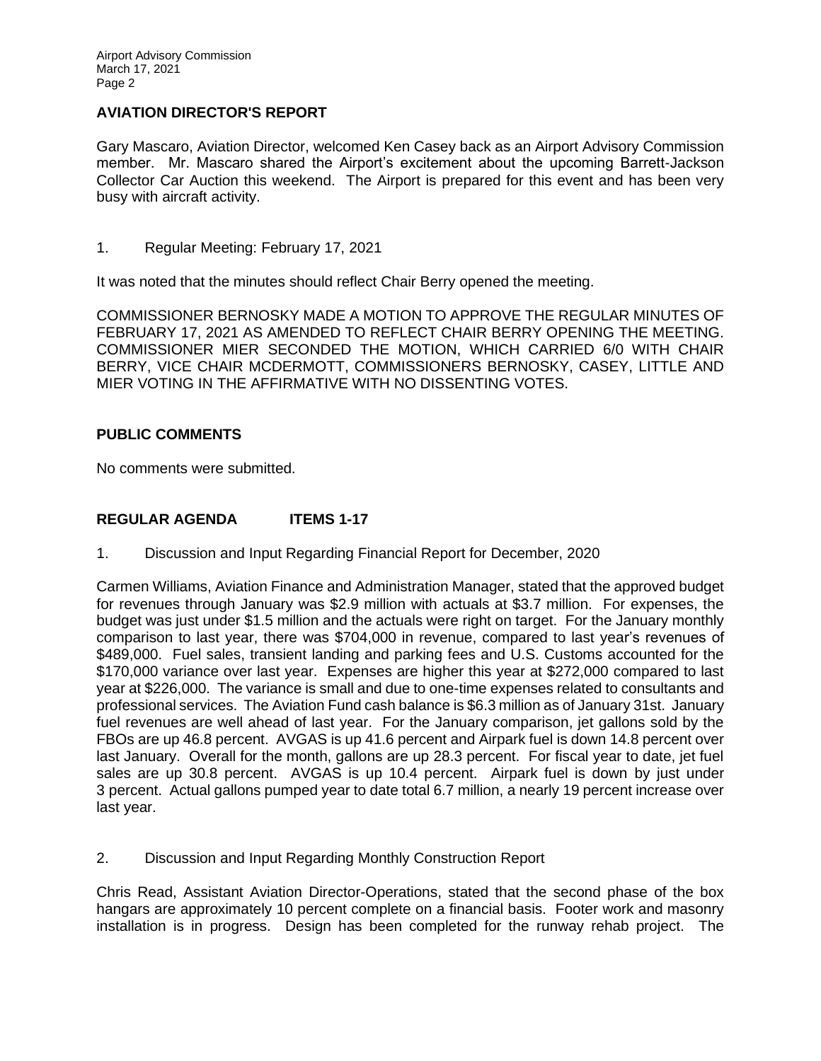## AVIATION DIRECTOR'S REPORT

Gary Mascaro, Aviation Director, welcomed Ken Casey back as an Airport Advisory Commission member. Mr. Mascaro shared the Airport's excitement about the upcoming Barrett-Jackson Collector Car Auction this weekend. The Airport is prepared for this event and has been very busy with aircraft activity.

1. Regular Meeting: February 17, 2021

It was noted that the minutes should reflect Chair Berry opened the meeting.

COMMISSIONER BERNOSKY MADE A MOTION TO APPROVE THE REGULAR MINUTES OF FEBRUARY 17, 2021 AS AMENDED TO REFLECT CHAIR BERRY OPENING THE MEETING. COMMISSIONER MIER SECONDED THE MOTION, WHICH CARRIED 6/0 WITH CHAIR BERRY, VICE CHAIR MCDERMOTT, COMMISSIONERS BERNOSKY, CASEY, LITTLE AND MIER VOTING IN THE AFFIRMATIVE WITH NO DISSENTING VOTES.

## PUBLIC COMMENTS

No comments were submitted.

## REGULAR AGENDA ITEMS 1-17

1. Discussion and Input Regarding Financial Report for December, 2020

Carmen Williams, Aviation Finance and Administration Manager, stated that the approved budget for revenues through January was $2.9 million with actuals at $3.7 million. For expenses, the budget was just under $1.5 million and the actuals were right on target. For the January monthly comparison to last year, there was $704,000 in revenue, compared to last year's revenues of $489,000. Fuel sales, transient landing and parking fees and U.S. Customs accounted for the $170,000 variance over last year. Expenses are higher this year at $272,000 compared to last year at $226,000. The variance is small and due to one-time expenses related to consultants and professional services. The Aviation Fund cash balance is $6.3 million as of January 31st. January fuel revenues are well ahead of last year. For the January comparison, jet gallons sold by the FBOs are up 46.8 percent. AVGAS is up 41.6 percent and Airpark fuel is down 14.8 percent over last January. Overall for the month, gallons are up 28.3 percent. For fiscal year to date, jet fuel sales are up 30.8 percent. AVGAS is up 10.4 percent. Airpark fuel is down by just under 3 percent. Actual gallons pumped year to date total 6.7 million, a nearly 19 percent increase over last year.

2. Discussion and Input Regarding Monthly Construction Report

Chris Read, Assistant Aviation Director-Operations, stated that the second phase of the box hangars are approximately 10 percent complete on a financial basis. Footer work and masonry installation is in progress. Design has been completed for the runway rehab project. The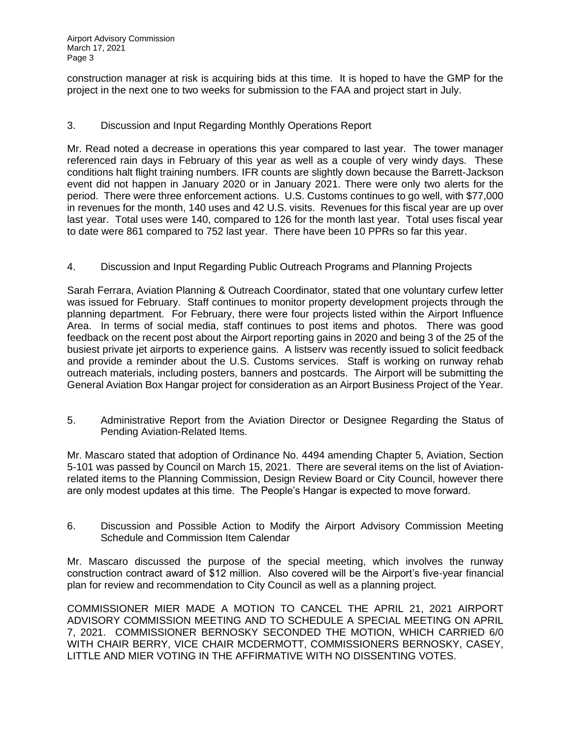construction manager at risk is acquiring bids at this time. It is hoped to have the GMP for the project in the next one to two weeks for submission to the FAA and project start in July.

3. Discussion and Input Regarding Monthly Operations Report

Mr. Read noted a decrease in operations this year compared to last year. The tower manager referenced rain days in February of this year as well as a couple of very windy days. These conditions halt flight training numbers. IFR counts are slightly down because the Barrett-Jackson event did not happen in January 2020 or in January 2021. There were only two alerts for the period. There were three enforcement actions. U.S. Customs continues to go well, with $77,000 in revenues for the month, 140 uses and 42 U.S. visits. Revenues for this fiscal year are up over last year. Total uses were 140, compared to 126 for the month last year. Total uses fiscal year to date were 861 compared to 752 last year. There have been 10 PPRs so far this year.

4. Discussion and Input Regarding Public Outreach Programs and Planning Projects

Sarah Ferrara, Aviation Planning & Outreach Coordinator, stated that one voluntary curfew letter was issued for February. Staff continues to monitor property development projects through the planning department. For February, there were four projects listed within the Airport Influence Area. In terms of social media, staff continues to post items and photos. There was good feedback on the recent post about the Airport reporting gains in 2020 and being 3 of the 25 of the busiest private jet airports to experience gains. A listserv was recently issued to solicit feedback and provide a reminder about the U.S. Customs services. Staff is working on runway rehab outreach materials, including posters, banners and postcards. The Airport will be submitting the General Aviation Box Hangar project for consideration as an Airport Business Project of the Year.

5. Administrative Report from the Aviation Director or Designee Regarding the Status of Pending Aviation-Related Items.

Mr. Mascaro stated that adoption of Ordinance No. 4494 amending Chapter 5, Aviation, Section 5-101 was passed by Council on March 15, 2021. There are several items on the list of Aviation-related items to the Planning Commission, Design Review Board or City Council, however there are only modest updates at this time. The People's Hangar is expected to move forward.

6. Discussion and Possible Action to Modify the Airport Advisory Commission Meeting Schedule and Commission Item Calendar

Mr. Mascaro discussed the purpose of the special meeting, which involves the runway construction contract award of $12 million. Also covered will be the Airport's five-year financial plan for review and recommendation to City Council as well as a planning project.

COMMISSIONER MIER MADE A MOTION TO CANCEL THE APRIL 21, 2021 AIRPORT ADVISORY COMMISSION MEETING AND TO SCHEDULE A SPECIAL MEETING ON APRIL 7, 2021. COMMISSIONER BERNOSKY SECONDED THE MOTION, WHICH CARRIED 6/0 WITH CHAIR BERRY, VICE CHAIR MCDERMOTT, COMMISSIONERS BERNOSKY, CASEY, LITTLE AND MIER VOTING IN THE AFFIRMATIVE WITH NO DISSENTING VOTES.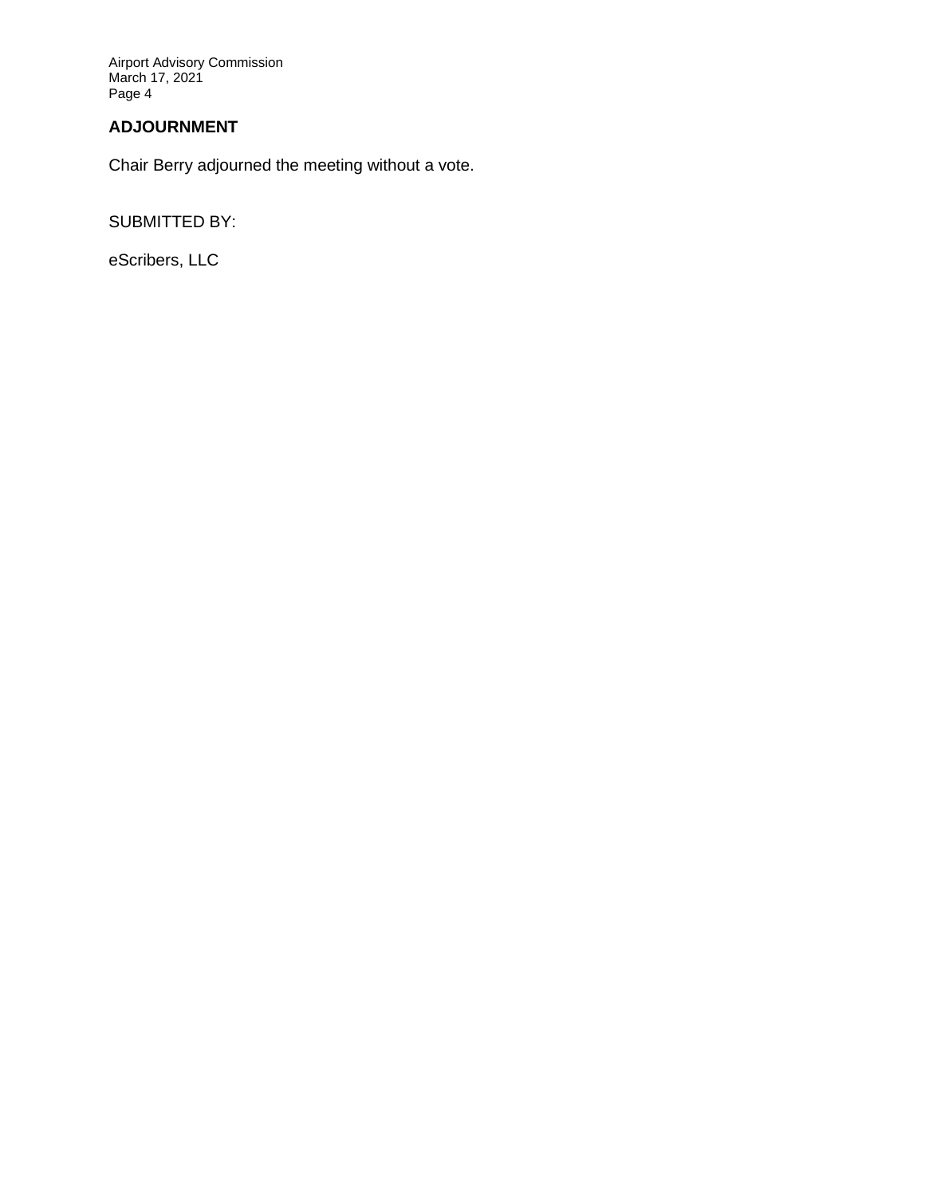## ADJOURNMENT

Chair Berry adjourned the meeting without a vote.

SUBMITTED BY:

eScribers, LLC